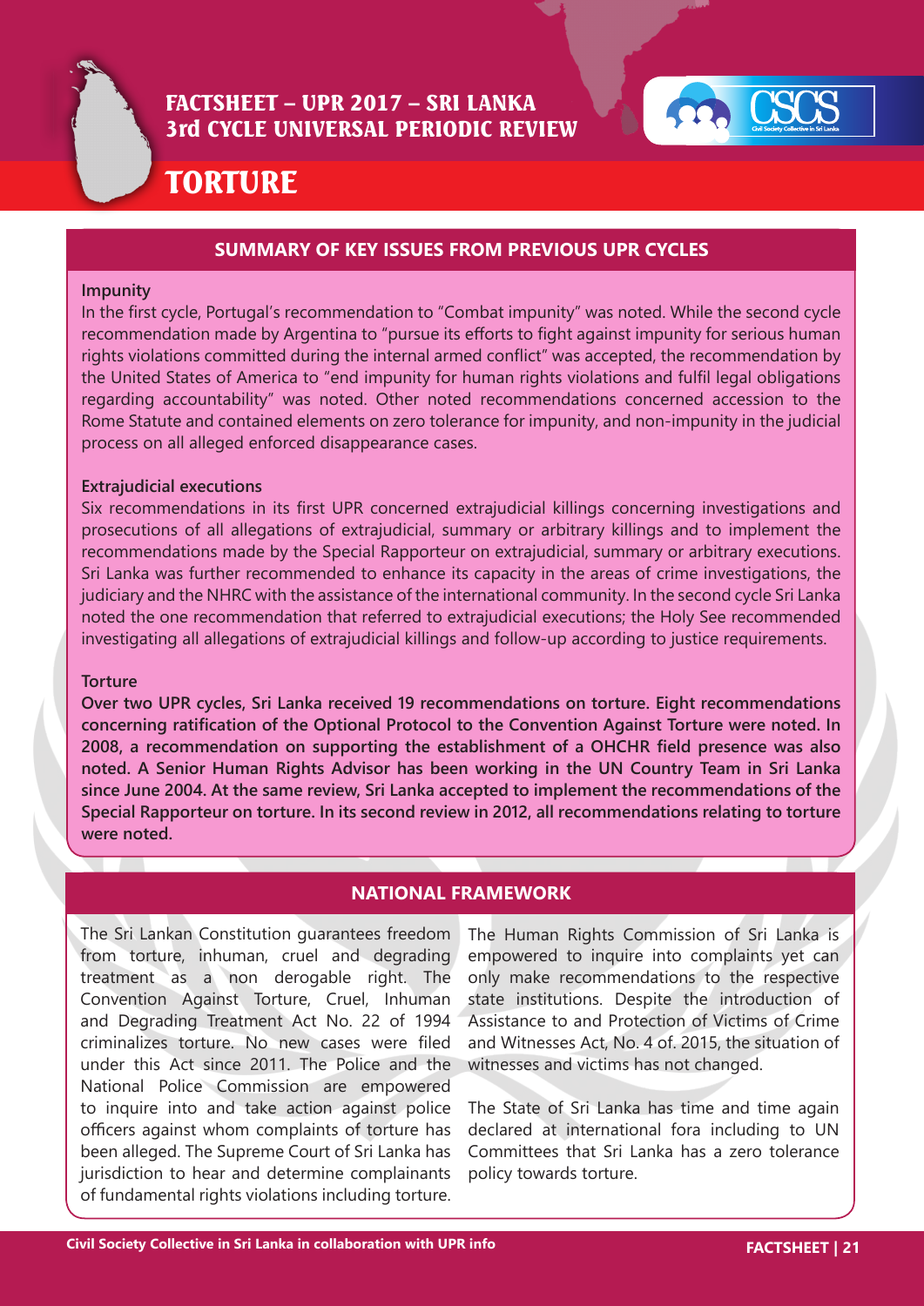# FACTSHEET – UPR 2017 – SRI LANKA
## 3rd CYCLE UNIVERSAL PERIODIC REVIEW

# TORTURE

## SUMMARY OF KEY ISSUES FROM PREVIOUS UPR CYCLES

**Impunity**

In the first cycle, Portugal's recommendation to "Combat impunity" was noted. While the second cycle recommendation made by Argentina to "pursue its efforts to fight against impunity for serious human rights violations committed during the internal armed conflict" was accepted, the recommendation by the United States of America to "end impunity for human rights violations and fulfil legal obligations regarding accountability" was noted. Other noted recommendations concerned accession to the Rome Statute and contained elements on zero tolerance for impunity, and non-impunity in the judicial process on all alleged enforced disappearance cases.

**Extrajudicial executions**

Six recommendations in its first UPR concerned extrajudicial killings concerning investigations and prosecutions of all allegations of extrajudicial, summary or arbitrary killings and to implement the recommendations made by the Special Rapporteur on extrajudicial, summary or arbitrary executions. Sri Lanka was further recommended to enhance its capacity in the areas of crime investigations, the judiciary and the NHRC with the assistance of the international community. In the second cycle Sri Lanka noted the one recommendation that referred to extrajudicial executions; the Holy See recommended investigating all allegations of extrajudicial killings and follow-up according to justice requirements.

**Torture**

**Over two UPR cycles, Sri Lanka received 19 recommendations on torture. Eight recommendations concerning ratification of the Optional Protocol to the Convention Against Torture were noted. In 2008, a recommendation on supporting the establishment of a OHCHR field presence was also noted. A Senior Human Rights Advisor has been working in the UN Country Team in Sri Lanka since June 2004. At the same review, Sri Lanka accepted to implement the recommendations of the Special Rapporteur on torture. In its second review in 2012, all recommendations relating to torture were noted.**

## NATIONAL FRAMEWORK

The Sri Lankan Constitution guarantees freedom from torture, inhuman, cruel and degrading treatment as a non derogable right. The Convention Against Torture, Cruel, Inhuman and Degrading Treatment Act No. 22 of 1994 criminalizes torture. No new cases were filed under this Act since 2011. The Police and the National Police Commission are empowered to inquire into and take action against police officers against whom complaints of torture has been alleged. The Supreme Court of Sri Lanka has jurisdiction to hear and determine complainants of fundamental rights violations including torture.

The Human Rights Commission of Sri Lanka is empowered to inquire into complaints yet can only make recommendations to the respective state institutions. Despite the introduction of Assistance to and Protection of Victims of Crime and Witnesses Act, No. 4 of. 2015, the situation of witnesses and victims has not changed.

The State of Sri Lanka has time and time again declared at international fora including to UN Committees that Sri Lanka has a zero tolerance policy towards torture.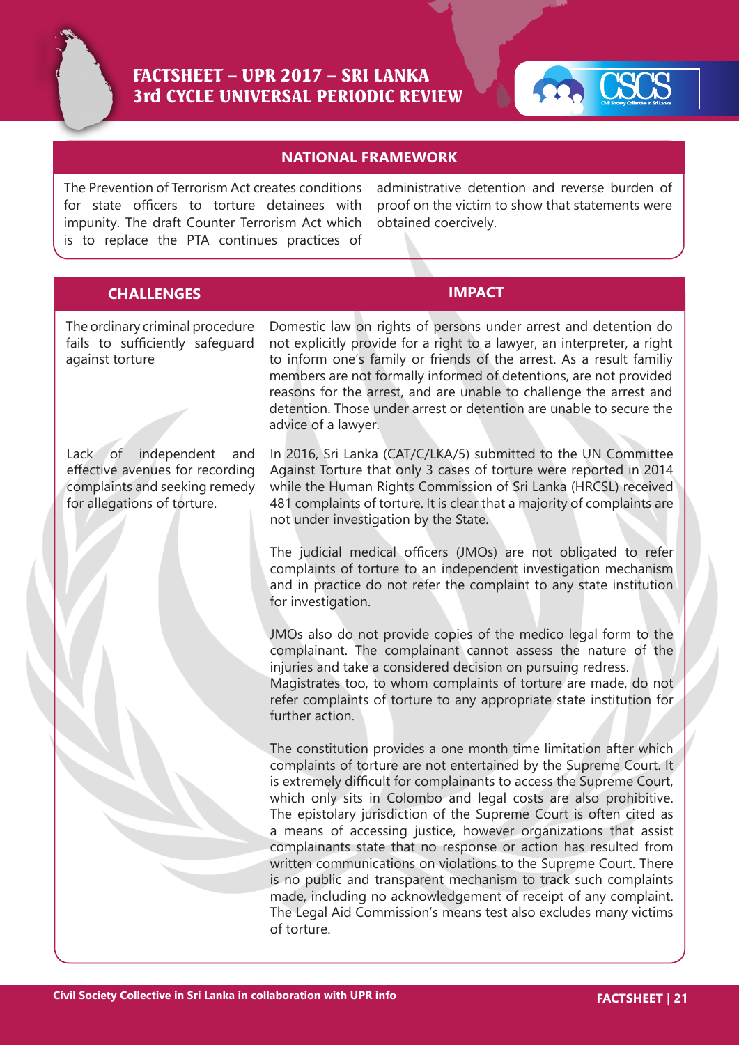## NATIONAL FRAMEWORK

The Prevention of Terrorism Act creates conditions for state officers to torture detainees with impunity. The draft Counter Terrorism Act which is to replace the PTA continues practices of administrative detention and reverse burden of proof on the victim to show that statements were obtained coercively.

| CHALLENGES | IMPACT |
| --- | --- |
| The ordinary criminal procedure fails to sufficiently safeguard against torture | Domestic law on rights of persons under arrest and detention do not explicitly provide for a right to a lawyer, an interpreter, a right to inform one's family or friends of the arrest. As a result familiy members are not formally informed of detentions, are not provided reasons for the arrest, and are unable to challenge the arrest and detention. Those under arrest or detention are unable to secure the advice of a lawyer. |
| Lack of independent and effective avenues for recording complaints and seeking remedy for allegations of torture. | In 2016, Sri Lanka (CAT/C/LKA/5) submitted to the UN Committee Against Torture that only 3 cases of torture were reported in 2014 while the Human Rights Commission of Sri Lanka (HRCSL) received 481 complaints of torture. It is clear that a majority of complaints are not under investigation by the State.<br><br>The judicial medical officers (JMOs) are not obligated to refer complaints of torture to an independent investigation mechanism and in practice do not refer the complaint to any state institution for investigation.<br><br>JMOs also do not provide copies of the medico legal form to the complainant. The complainant cannot assess the nature of the injuries and take a considered decision on pursuing redress.<br>Magistrates too, to whom complaints of torture are made, do not refer complaints of torture to any appropriate state institution for further action.<br><br>The constitution provides a one month time limitation after which complaints of torture are not entertained by the Supreme Court. It is extremely difficult for complainants to access the Supreme Court, which only sits in Colombo and legal costs are also prohibitive. The epistolary jurisdiction of the Supreme Court is often cited as a means of accessing justice, however organizations that assist complainants state that no response or action has resulted from written communications on violations to the Supreme Court. There is no public and transparent mechanism to track such complaints made, including no acknowledgement of receipt of any complaint. The Legal Aid Commission's means test also excludes many victims of torture. |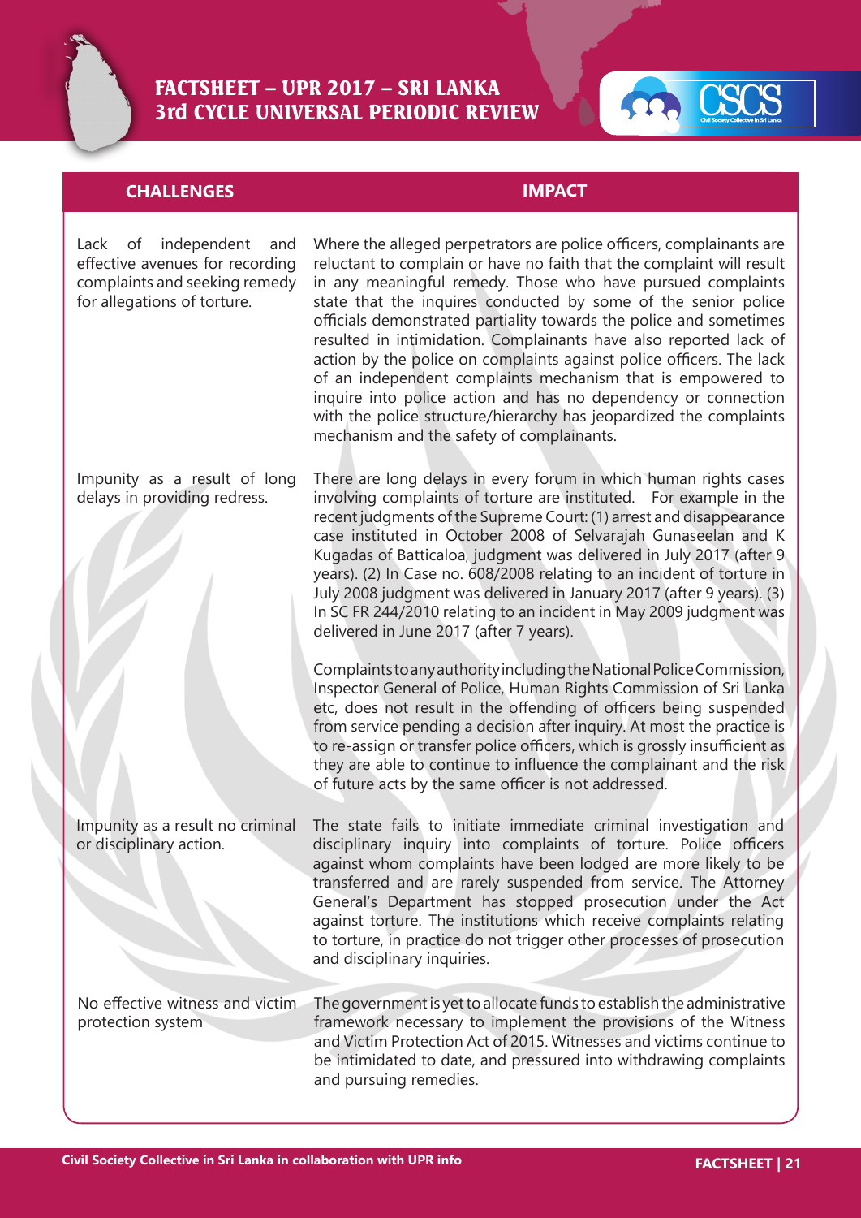| CHALLENGES | IMPACT |
| --- | --- |
| Lack of independent and effective avenues for recording complaints and seeking remedy for allegations of torture. | Where the alleged perpetrators are police officers, complainants are reluctant to complain or have no faith that the complaint will result in any meaningful remedy. Those who have pursued complaints state that the inquires conducted by some of the senior police officials demonstrated partiality towards the police and sometimes resulted in intimidation. Complainants have also reported lack of action by the police on complaints against police officers. The lack of an independent complaints mechanism that is empowered to inquire into police action and has no dependency or connection with the police structure/hierarchy has jeopardized the complaints mechanism and the safety of complainants. |
| Impunity as a result of long delays in providing redress. | There are long delays in every forum in which human rights cases involving complaints of torture are instituted. For example in the recent judgments of the Supreme Court: (1) arrest and disappearance case instituted in October 2008 of Selvarajah Gunaseelan and K Kugadas of Batticaloa, judgment was delivered in July 2017 (after 9 years). (2) In Case no. 608/2008 relating to an incident of torture in July 2008 judgment was delivered in January 2017 (after 9 years). (3) In SC FR 244/2010 relating to an incident in May 2009 judgment was delivered in June 2017 (after 7 years).<br><br>Complaints to any authority including the National Police Commission, Inspector General of Police, Human Rights Commission of Sri Lanka etc, does not result in the offending of officers being suspended from service pending a decision after inquiry. At most the practice is to re-assign or transfer police officers, which is grossly insufficient as they are able to continue to influence the complainant and the risk of future acts by the same officer is not addressed. |
| Impunity as a result no criminal or disciplinary action. | The state fails to initiate immediate criminal investigation and disciplinary inquiry into complaints of torture. Police officers against whom complaints have been lodged are more likely to be transferred and are rarely suspended from service. The Attorney General's Department has stopped prosecution under the Act against torture. The institutions which receive complaints relating to torture, in practice do not trigger other processes of prosecution and disciplinary inquiries. |
| No effective witness and victim protection system | The government is yet to allocate funds to establish the administrative framework necessary to implement the provisions of the Witness and Victim Protection Act of 2015. Witnesses and victims continue to be intimidated to date, and pressured into withdrawing complaints and pursuing remedies. |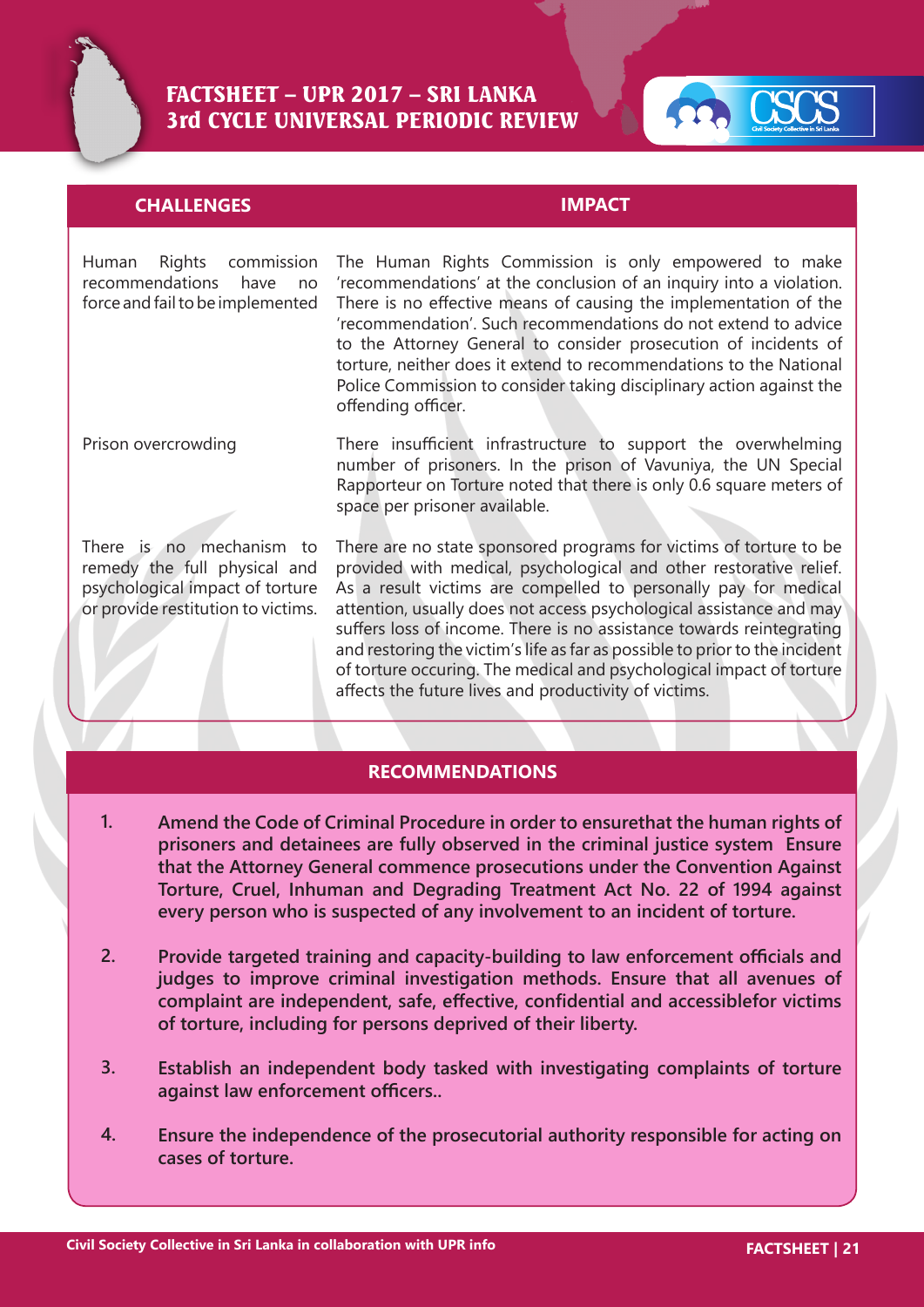| CHALLENGES | IMPACT |
|---|---|
| Human Rights commission recommendations have no force and fail to be implemented | The Human Rights Commission is only empowered to make 'recommendations' at the conclusion of an inquiry into a violation. There is no effective means of causing the implementation of the 'recommendation'. Such recommendations do not extend to advice to the Attorney General to consider prosecution of incidents of torture, neither does it extend to recommendations to the National Police Commission to consider taking disciplinary action against the offending officer. |
| Prison overcrowding | There insufficient infrastructure to support the overwhelming number of prisoners. In the prison of Vavuniya, the UN Special Rapporteur on Torture noted that there is only 0.6 square meters of space per prisoner available. |
| There is no mechanism to remedy the full physical and psychological impact of torture or provide restitution to victims. | There are no state sponsored programs for victims of torture to be provided with medical, psychological and other restorative relief. As a result victims are compelled to personally pay for medical attention, usually does not access psychological assistance and may suffers loss of income. There is no assistance towards reintegrating and restoring the victim's life as far as possible to prior to the incident of torture occuring. The medical and psychological impact of torture affects the future lives and productivity of victims. |

## RECOMMENDATIONS

1. **Amend the Code of Criminal Procedure in order to ensurethat the human rights of prisoners and detainees are fully observed in the criminal justice system Ensure that the Attorney General commence prosecutions under the Convention Against Torture, Cruel, Inhuman and Degrading Treatment Act No. 22 of 1994 against every person who is suspected of any involvement to an incident of torture.**

2. **Provide targeted training and capacity-building to law enforcement officials and judges to improve criminal investigation methods. Ensure that all avenues of complaint are independent, safe, effective, confidential and accessiblefor victims of torture, including for persons deprived of their liberty.**

3. **Establish an independent body tasked with investigating complaints of torture against law enforcement officers..**

4. **Ensure the independence of the prosecutorial authority responsible for acting on cases of torture.**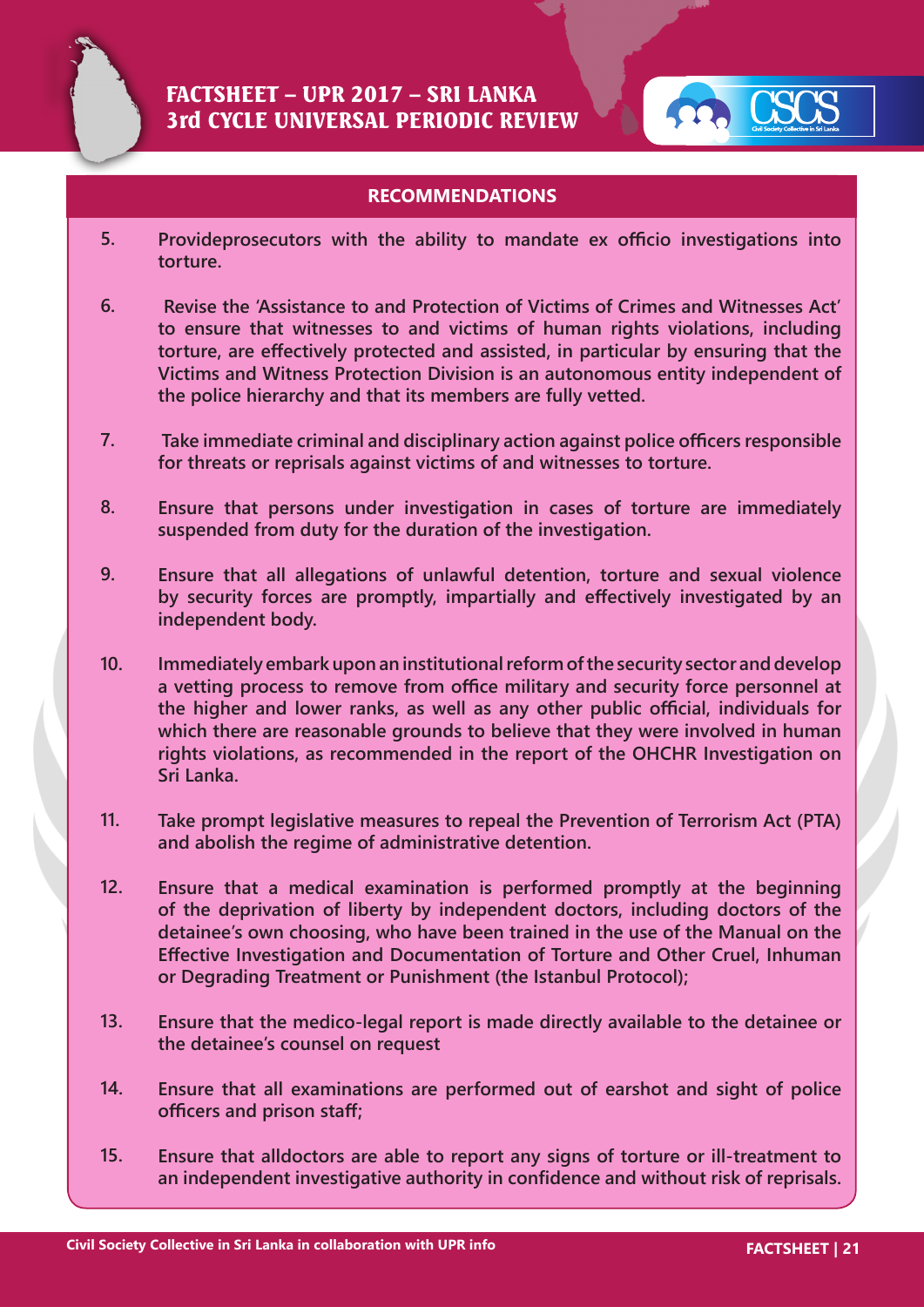## RECOMMENDATIONS

5. Provideprosecutors with the ability to mandate ex officio investigations into torture.

6. Revise the 'Assistance to and Protection of Victims of Crimes and Witnesses Act' to ensure that witnesses to and victims of human rights violations, including torture, are effectively protected and assisted, in particular by ensuring that the Victims and Witness Protection Division is an autonomous entity independent of the police hierarchy and that its members are fully vetted.

7. Take immediate criminal and disciplinary action against police officers responsible for threats or reprisals against victims of and witnesses to torture.

8. Ensure that persons under investigation in cases of torture are immediately suspended from duty for the duration of the investigation.

9. Ensure that all allegations of unlawful detention, torture and sexual violence by security forces are promptly, impartially and effectively investigated by an independent body.

10. Immediately embark upon an institutional reform of the security sector and develop a vetting process to remove from office military and security force personnel at the higher and lower ranks, as well as any other public official, individuals for which there are reasonable grounds to believe that they were involved in human rights violations, as recommended in the report of the OHCHR Investigation on Sri Lanka.

11. Take prompt legislative measures to repeal the Prevention of Terrorism Act (PTA) and abolish the regime of administrative detention.

12. Ensure that a medical examination is performed promptly at the beginning of the deprivation of liberty by independent doctors, including doctors of the detainee's own choosing, who have been trained in the use of the Manual on the Effective Investigation and Documentation of Torture and Other Cruel, Inhuman or Degrading Treatment or Punishment (the Istanbul Protocol);

13. Ensure that the medico-legal report is made directly available to the detainee or the detainee's counsel on request

14. Ensure that all examinations are performed out of earshot and sight of police officers and prison staff;

15. Ensure that alldoctors are able to report any signs of torture or ill-treatment to an independent investigative authority in confidence and without risk of reprisals.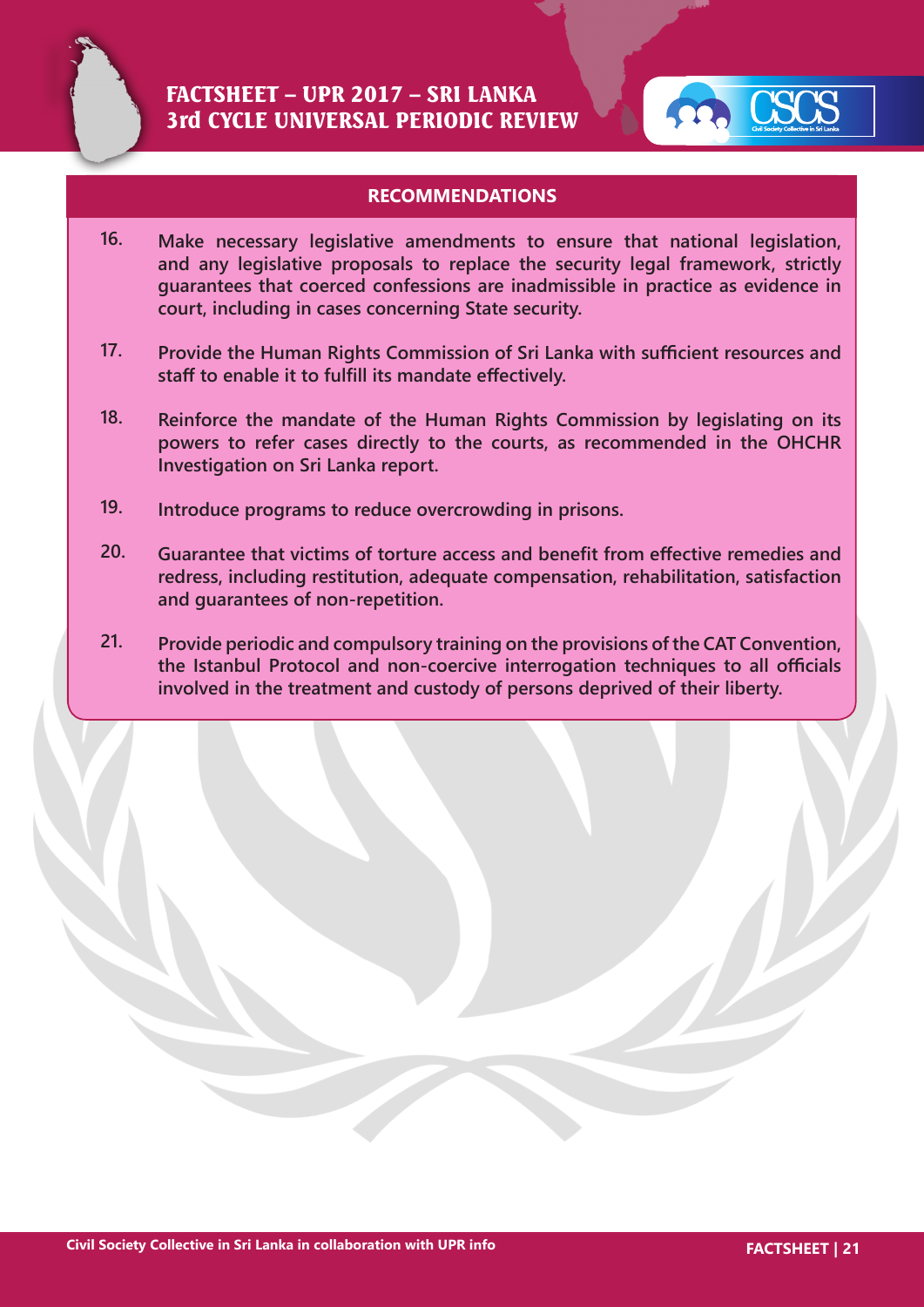## RECOMMENDATIONS

16. Make necessary legislative amendments to ensure that national legislation, and any legislative proposals to replace the security legal framework, strictly guarantees that coerced confessions are inadmissible in practice as evidence in court, including in cases concerning State security.

17. Provide the Human Rights Commission of Sri Lanka with sufficient resources and staff to enable it to fulfill its mandate effectively.

18. Reinforce the mandate of the Human Rights Commission by legislating on its powers to refer cases directly to the courts, as recommended in the OHCHR Investigation on Sri Lanka report.

19. Introduce programs to reduce overcrowding in prisons.

20. Guarantee that victims of torture access and benefit from effective remedies and redress, including restitution, adequate compensation, rehabilitation, satisfaction and guarantees of non-repetition.

21. Provide periodic and compulsory training on the provisions of the CAT Convention, the Istanbul Protocol and non-coercive interrogation techniques to all officials involved in the treatment and custody of persons deprived of their liberty.